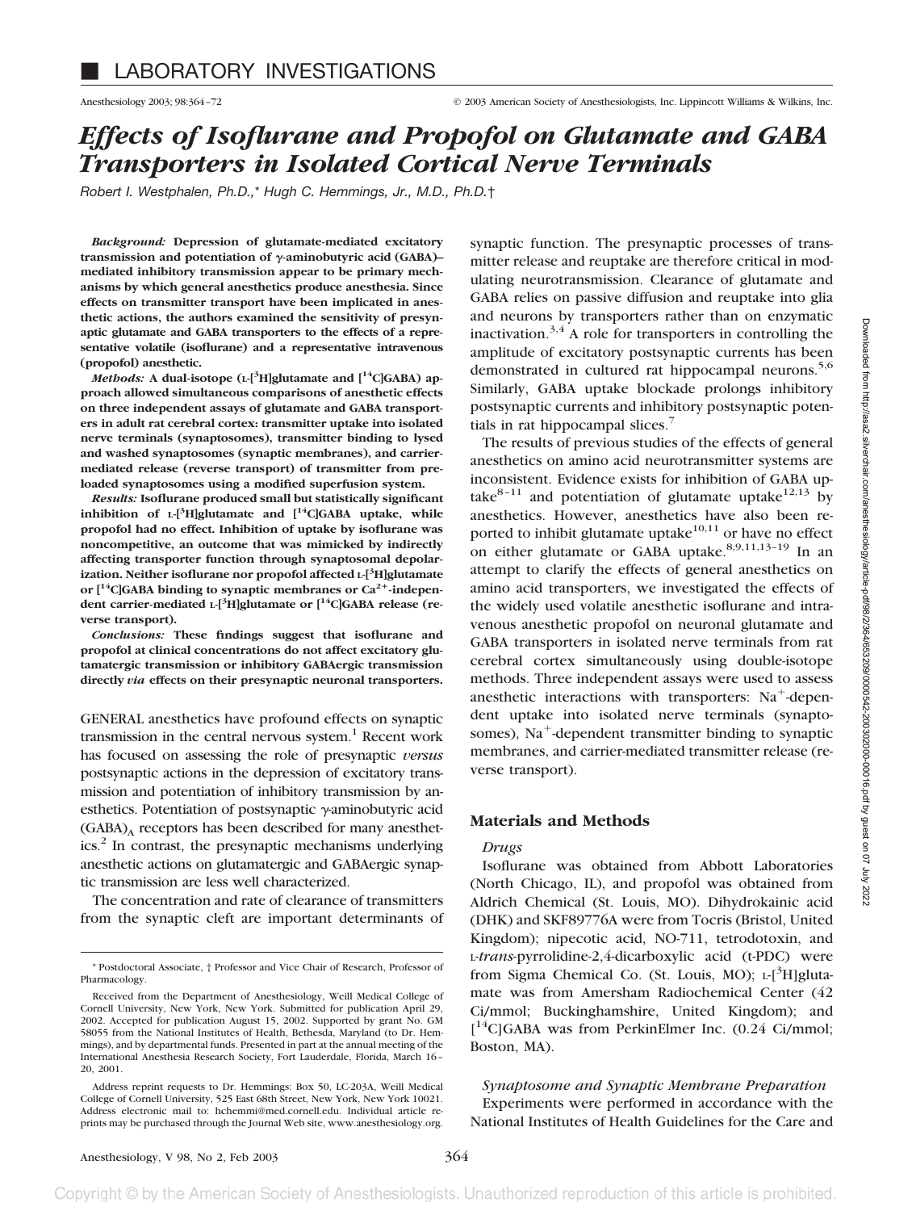# LABORATORY INVESTIGATIONS

## *Effects of Isoflurane and Propofol on Glutamate and GABA Transporters in Isolated Cortical Nerve Terminals*

*Robert I. Westphalen, Ph.D.,\* Hugh C. Hemmings, Jr., M.D., Ph.D.†*

***Background:*** **Depression of glutamate-mediated excitatory transmission and potentiation of γ-aminobutyric acid (GABA)–mediated inhibitory transmission appear to be primary mechanisms by which general anesthetics produce anesthesia. Since effects on transmitter transport have been implicated in anesthetic actions, the authors examined the sensitivity of presynaptic glutamate and GABA transporters to the effects of a representative volatile (isoflurane) and a representative intravenous (propofol) anesthetic.**

***Methods:*** **A dual-isotope (L-[$^3$H]glutamate and [$^{14}$C]GABA) approach allowed simultaneous comparisons of anesthetic effects on three independent assays of glutamate and GABA transporters in adult rat cerebral cortex: transmitter uptake into isolated nerve terminals (synaptosomes), transmitter binding to lysed and washed synaptosomes (synaptic membranes), and carrier-mediated release (reverse transport) of transmitter from preloaded synaptosomes using a modified superfusion system.**

***Results:*** **Isoflurane produced small but statistically significant inhibition of L-[$^3$H]glutamate and [$^{14}$C]GABA uptake, while propofol had no effect. Inhibition of uptake by isoflurane was noncompetitive, an outcome that was mimicked by indirectly affecting transporter function through synaptosomal depolarization. Neither isoflurane nor propofol affected L-[$^3$H]glutamate or [$^{14}$C]GABA binding to synaptic membranes or $Ca^{2+}$-independent carrier-mediated L-[$^3$H]glutamate or [$^{14}$C]GABA release (reverse transport).**

***Conclusions:*** **These findings suggest that isoflurane and propofol at clinical concentrations do not affect excitatory glutamatergic transmission or inhibitory GABAergic transmission directly *via* effects on their presynaptic neuronal transporters.**

GENERAL anesthetics have profound effects on synaptic transmission in the central nervous system.[1] Recent work has focused on assessing the role of presynaptic *versus* postsynaptic actions in the depression of excitatory transmission and potentiation of inhibitory transmission by anesthetics. Potentiation of postsynaptic γ-aminobutyric acid $(GABA)_A$ receptors has been described for many anesthetics.[2] In contrast, the presynaptic mechanisms underlying anesthetic actions on glutamatergic and GABAergic synaptic transmission are less well characterized.

The concentration and rate of clearance of transmitters from the synaptic cleft are important determinants of synaptic function. The presynaptic processes of transmitter release and reuptake are therefore critical in modulating neurotransmission. Clearance of glutamate and GABA relies on passive diffusion and reuptake into glia and neurons by transporters rather than on enzymatic inactivation.[3,4] A role for transporters in controlling the amplitude of excitatory postsynaptic currents has been demonstrated in cultured rat hippocampal neurons.[5,6] Similarly, GABA uptake blockade prolongs inhibitory postsynaptic currents and inhibitory postsynaptic potentials in rat hippocampal slices.[7]

The results of previous studies of the effects of general anesthetics on amino acid neurotransmitter systems are inconsistent. Evidence exists for inhibition of GABA uptake[8–11] and potentiation of glutamate uptake[12,13] by anesthetics. However, anesthetics have also been reported to inhibit glutamate uptake[10,11] or have no effect on either glutamate or GABA uptake.[8,9,11,13–19] In an attempt to clarify the effects of general anesthetics on amino acid transporters, we investigated the effects of the widely used volatile anesthetic isoflurane and intravenous anesthetic propofol on neuronal glutamate and GABA transporters in isolated nerve terminals from rat cerebral cortex simultaneously using double-isotope methods. Three independent assays were used to assess anesthetic interactions with transporters: $Na^+$-dependent uptake into isolated nerve terminals (synaptosomes), $Na^+$-dependent transmitter binding to synaptic membranes, and carrier-mediated transmitter release (reverse transport).

## Materials and Methods

### *Drugs*

Isoflurane was obtained from Abbott Laboratories (North Chicago, IL), and propofol was obtained from Aldrich Chemical (St. Louis, MO). Dihydrokainic acid (DHK) and SKF89776A were from Tocris (Bristol, United Kingdom); nipecotic acid, NO-711, tetrodotoxin, and L-*trans*-pyrrolidine-2,4-dicarboxylic acid (t-PDC) were from Sigma Chemical Co. (St. Louis, MO); L-[$^3$H]glutamate was from Amersham Radiochemical Center (42 Ci/mmol; Buckinghamshire, United Kingdom); and [$^{14}$C]GABA was from PerkinElmer Inc. (0.24 Ci/mmol; Boston, MA).

### *Synaptosome and Synaptic Membrane Preparation*

Experiments were performed in accordance with the National Institutes of Health Guidelines for the Care and

---

\* Postdoctoral Associate, † Professor and Vice Chair of Research, Professor of Pharmacology.

Received from the Department of Anesthesiology, Weill Medical College of Cornell University, New York, New York. Submitted for publication April 29, 2002. Accepted for publication August 15, 2002. Supported by grant No. GM 58055 from the National Institutes of Health, Bethesda, Maryland (to Dr. Hemmings), and by departmental funds. Presented in part at the annual meeting of the International Anesthesia Research Society, Fort Lauderdale, Florida, March 16–20, 2001.

Address reprint requests to Dr. Hemmings: Box 50, LC-203A, Weill Medical College of Cornell University, 525 East 68th Street, New York, New York 10021. Address electronic mail to: hchemmi@med.cornell.edu. Individual article reprints may be purchased through the Journal Web site, www.anesthesiology.org.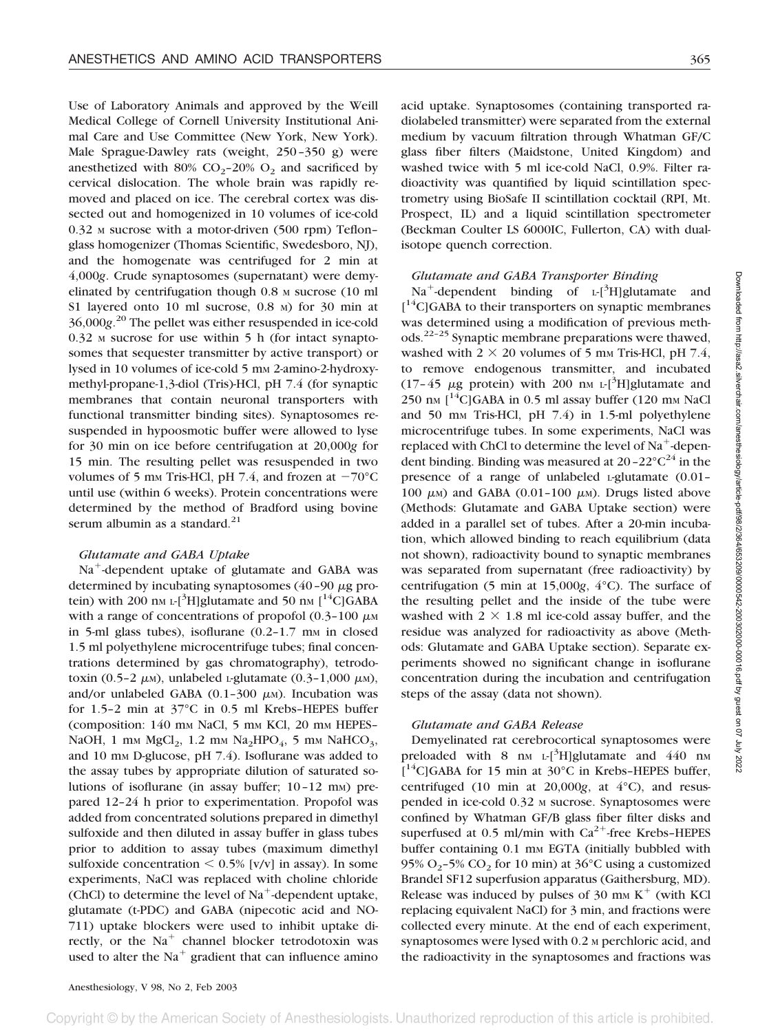Use of Laboratory Animals and approved by the Weill Medical College of Cornell University Institutional Animal Care and Use Committee (New York, New York). Male Sprague-Dawley rats (weight, 250–350 g) were anesthetized with 80% $CO_2$–20% $O_2$ and sacrificed by cervical dislocation. The whole brain was rapidly removed and placed on ice. The cerebral cortex was dissected out and homogenized in 10 volumes of ice-cold 0.32 M sucrose with a motor-driven (500 rpm) Teflon–glass homogenizer (Thomas Scientific, Swedesboro, NJ), and the homogenate was centrifuged for 2 min at 4,000*g*. Crude synaptosomes (supernatant) were demyelinated by centrifugation though 0.8 M sucrose (10 ml S1 layered onto 10 ml sucrose, 0.8 M) for 30 min at 36,000*g*.[20] The pellet was either resuspended in ice-cold 0.32 M sucrose for use within 5 h (for intact synaptosomes that sequester transmitter by active transport) or lysed in 10 volumes of ice-cold 5 mM 2-amino-2-hydroxymethyl-propane-1,3-diol (Tris)-HCl, pH 7.4 (for synaptic membranes that contain neuronal transporters with functional transmitter binding sites). Synaptosomes resuspended in hypoosmotic buffer were allowed to lyse for 30 min on ice before centrifugation at 20,000*g* for 15 min. The resulting pellet was resuspended in two volumes of 5 mM Tris-HCl, pH 7.4, and frozen at −70°C until use (within 6 weeks). Protein concentrations were determined by the method of Bradford using bovine serum albumin as a standard.[21]

### *Glutamate and GABA Uptake*

$Na^+$-dependent uptake of glutamate and GABA was determined by incubating synaptosomes (40–90 μg protein) with 200 nM L-[$^3$H]glutamate and 50 nM [$^{14}$C]GABA with a range of concentrations of propofol (0.3–100 μM in 5-ml glass tubes), isoflurane (0.2–1.7 mM in closed 1.5 ml polyethylene microcentrifuge tubes; final concentrations determined by gas chromatography), tetrodotoxin (0.5–2 μM), unlabeled L-glutamate (0.3–1,000 μM), and/or unlabeled GABA (0.1–300 μM). Incubation was for 1.5–2 min at 37°C in 0.5 ml Krebs–HEPES buffer (composition: 140 mM NaCl, 5 mM KCl, 20 mM HEPES–NaOH, 1 mM $MgCl_2$, 1.2 mM $Na_2HPO_4$, 5 mM $NaHCO_3$, and 10 mM D-glucose, pH 7.4). Isoflurane was added to the assay tubes by appropriate dilution of saturated solutions of isoflurane (in assay buffer; 10–12 mM) prepared 12–24 h prior to experimentation. Propofol was added from concentrated solutions prepared in dimethyl sulfoxide and then diluted in assay buffer in glass tubes prior to addition to assay tubes (maximum dimethyl sulfoxide concentration < 0.5% [v/v] in assay). In some experiments, NaCl was replaced with choline chloride (ChCl) to determine the level of $Na^+$-dependent uptake, glutamate (t-PDC) and GABA (nipecotic acid and NO-711) uptake blockers were used to inhibit uptake directly, or the $Na^+$ channel blocker tetrodotoxin was used to alter the $Na^+$ gradient that can influence amino acid uptake. Synaptosomes (containing transported radiolabeled transmitter) were separated from the external medium by vacuum filtration through Whatman GF/C glass fiber filters (Maidstone, United Kingdom) and washed twice with 5 ml ice-cold NaCl, 0.9%. Filter radioactivity was quantified by liquid scintillation spectrometry using BioSafe II scintillation cocktail (RPI, Mt. Prospect, IL) and a liquid scintillation spectrometer (Beckman Coulter LS 6000IC, Fullerton, CA) with dual-isotope quench correction.

### *Glutamate and GABA Transporter Binding*

$Na^+$-dependent binding of L-[$^3$H]glutamate and [$^{14}$C]GABA to their transporters on synaptic membranes was determined using a modification of previous methods.[22–25] Synaptic membrane preparations were thawed, washed with 2 × 20 volumes of 5 mM Tris-HCl, pH 7.4, to remove endogenous transmitter, and incubated (17–45 μg protein) with 200 nM L-[$^3$H]glutamate and 250 nM [$^{14}$C]GABA in 0.5 ml assay buffer (120 mM NaCl and 50 mM Tris-HCl, pH 7.4) in 1.5-ml polyethylene microcentrifuge tubes. In some experiments, NaCl was replaced with ChCl to determine the level of $Na^+$-dependent binding. Binding was measured at 20–22°C[24] in the presence of a range of unlabeled L-glutamate (0.01–100 μM) and GABA (0.01–100 μM). Drugs listed above (Methods: Glutamate and GABA Uptake section) were added in a parallel set of tubes. After a 20-min incubation, which allowed binding to reach equilibrium (data not shown), radioactivity bound to synaptic membranes was separated from supernatant (free radioactivity) by centrifugation (5 min at 15,000*g*, 4°C). The surface of the resulting pellet and the inside of the tube were washed with 2 × 1.8 ml ice-cold assay buffer, and the residue was analyzed for radioactivity as above (Methods: Glutamate and GABA Uptake section). Separate experiments showed no significant change in isoflurane concentration during the incubation and centrifugation steps of the assay (data not shown).

### *Glutamate and GABA Release*

Demyelinated rat cerebrocortical synaptosomes were preloaded with 8 nM L-[$^3$H]glutamate and 440 nM [$^{14}$C]GABA for 15 min at 30°C in Krebs–HEPES buffer, centrifuged (10 min at 20,000*g*, at 4°C), and resuspended in ice-cold 0.32 M sucrose. Synaptosomes were confined by Whatman GF/B glass fiber filter disks and superfused at 0.5 ml/min with $Ca^{2+}$-free Krebs–HEPES buffer containing 0.1 mM EGTA (initially bubbled with 95% $O_2$–5% $CO_2$ for 10 min) at 36°C using a customized Brandel SF12 superfusion apparatus (Gaithersburg, MD). Release was induced by pulses of 30 mM $K^+$ (with KCl replacing equivalent NaCl) for 3 min, and fractions were collected every minute. At the end of each experiment, synaptosomes were lysed with 0.2 M perchloric acid, and the radioactivity in the synaptosomes and fractions was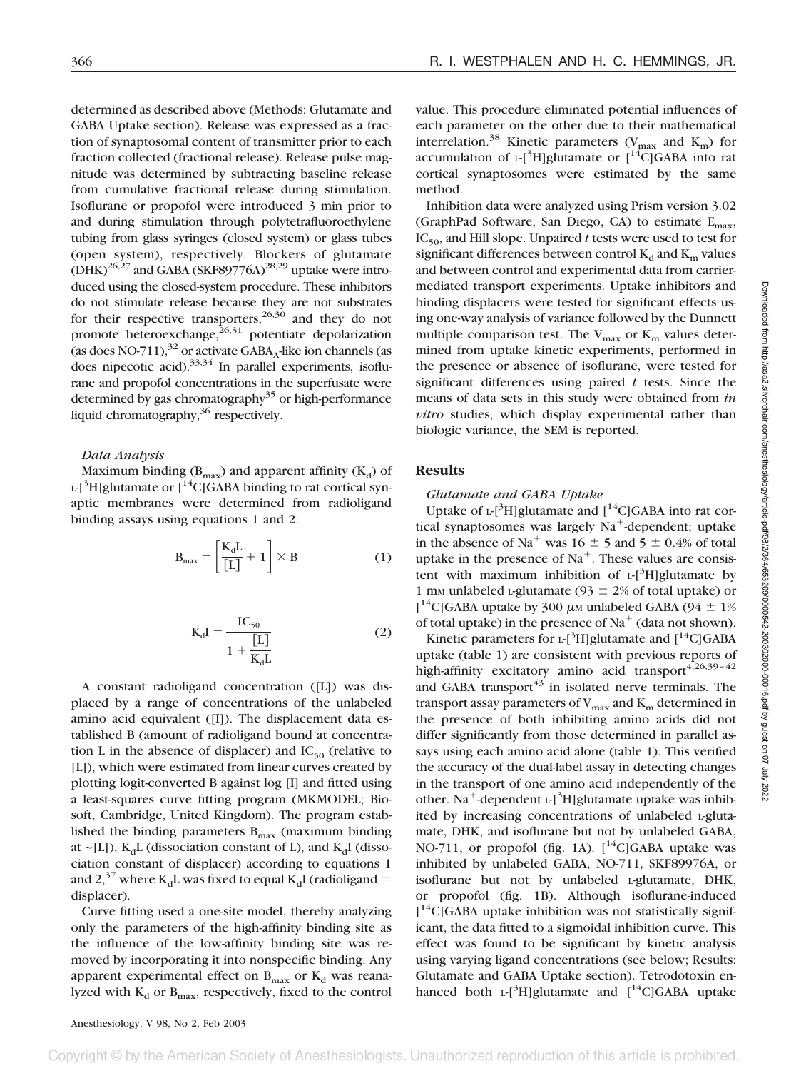determined as described above (Methods: Glutamate and GABA Uptake section). Release was expressed as a fraction of synaptosomal content of transmitter prior to each fraction collected (fractional release). Release pulse magnitude was determined by subtracting baseline release from cumulative fractional release during stimulation. Isoflurane or propofol were introduced 3 min prior to and during stimulation through polytetrafluoroethylene tubing from glass syringes (closed system) or glass tubes (open system), respectively. Blockers of glutamate (DHK)[26,27] and GABA (SKF89776A)[28,29] uptake were introduced using the closed-system procedure. These inhibitors do not stimulate release because they are not substrates for their respective transporters,[26,30] and they do not promote heteroexchange,[26,31] potentiate depolarization (as does NO-711),[32] or activate $GABA_A$-like ion channels (as does nipecotic acid).[33,34] In parallel experiments, isoflurane and propofol concentrations in the superfusate were determined by gas chromatography[35] or high-performance liquid chromatography,[36] respectively.

### *Data Analysis*

Maximum binding ($B_{max}$) and apparent affinity ($K_d$) of L-[$^3$H]glutamate or [$^{14}$C]GABA binding to rat cortical synaptic membranes were determined from radioligand binding assays using equations 1 and 2:

$$B_{max} = \left[\frac{K_dL}{[L]} + 1\right] \times B \quad (1)$$

$$K_dI = \frac{IC_{50}}{1 + \frac{[L]}{K_dL}} \quad (2)$$

A constant radioligand concentration ([L]) was displaced by a range of concentrations of the unlabeled amino acid equivalent ([I]). The displacement data established B (amount of radioligand bound at concentration L in the absence of displacer) and $IC_{50}$ (relative to [L]), which were estimated from linear curves created by plotting logit-converted B against log [I] and fitted using a least-squares curve fitting program (MKMODEL; Biosoft, Cambridge, United Kingdom). The program established the binding parameters $B_{max}$ (maximum binding at ~[L]), $K_dL$ (dissociation constant of L), and $K_dI$ (dissociation constant of displacer) according to equations 1 and 2,[37] where $K_dL$ was fixed to equal $K_dI$ (radioligand = displacer).

Curve fitting used a one-site model, thereby analyzing only the parameters of the high-affinity binding site as the influence of the low-affinity binding site was removed by incorporating it into nonspecific binding. Any apparent experimental effect on $B_{max}$ or $K_d$ was reanalyzed with $K_d$ or $B_{max}$, respectively, fixed to the control value. This procedure eliminated potential influences of each parameter on the other due to their mathematical interrelation.[38] Kinetic parameters ($V_{max}$ and $K_m$) for accumulation of L-[$^3$H]glutamate or [$^{14}$C]GABA into rat cortical synaptosomes were estimated by the same method.

Inhibition data were analyzed using Prism version 3.02 (GraphPad Software, San Diego, CA) to estimate $E_{max}$, $IC_{50}$, and Hill slope. Unpaired *t* tests were used to test for significant differences between control $K_d$ and $K_m$ values and between control and experimental data from carrier-mediated transport experiments. Uptake inhibitors and binding displacers were tested for significant effects using one-way analysis of variance followed by the Dunnett multiple comparison test. The $V_{max}$ or $K_m$ values determined from uptake kinetic experiments, performed in the presence or absence of isoflurane, were tested for significant differences using paired *t* tests. Since the means of data sets in this study were obtained from *in vitro* studies, which display experimental rather than biologic variance, the SEM is reported.

## Results

### *Glutamate and GABA Uptake*

Uptake of L-[$^3$H]glutamate and [$^{14}$C]GABA into rat cortical synaptosomes was largely $Na^+$-dependent; uptake in the absence of $Na^+$ was 16 ± 5 and 5 ± 0.4% of total uptake in the presence of $Na^+$. These values are consistent with maximum inhibition of L-[$^3$H]glutamate by 1 mM unlabeled L-glutamate (93 ± 2% of total uptake) or [$^{14}$C]GABA uptake by 300 μM unlabeled GABA (94 ± 1% of total uptake) in the presence of $Na^+$ (data not shown).

Kinetic parameters for L-[$^3$H]glutamate and [$^{14}$C]GABA uptake (table 1) are consistent with previous reports of high-affinity excitatory amino acid transport[4,26,39–42] and GABA transport[43] in isolated nerve terminals. The transport assay parameters of $V_{max}$ and $K_m$ determined in the presence of both inhibiting amino acids did not differ significantly from those determined in parallel assays using each amino acid alone (table 1). This verified the accuracy of the dual-label assay in detecting changes in the transport of one amino acid independently of the other. $Na^+$-dependent L-[$^3$H]glutamate uptake was inhibited by increasing concentrations of unlabeled L-glutamate, DHK, and isoflurane but not by unlabeled GABA, NO-711, or propofol (fig. 1A). [$^{14}$C]GABA uptake was inhibited by unlabeled GABA, NO-711, SKF89976A, or isoflurane but not by unlabeled L-glutamate, DHK, or propofol (fig. 1B). Although isoflurane-induced [$^{14}$C]GABA uptake inhibition was not statistically significant, the data fitted to a sigmoidal inhibition curve. This effect was found to be significant by kinetic analysis using varying ligand concentrations (see below; Results: Glutamate and GABA Uptake section). Tetrodotoxin enhanced both L-[$^3$H]glutamate and [$^{14}$C]GABA uptake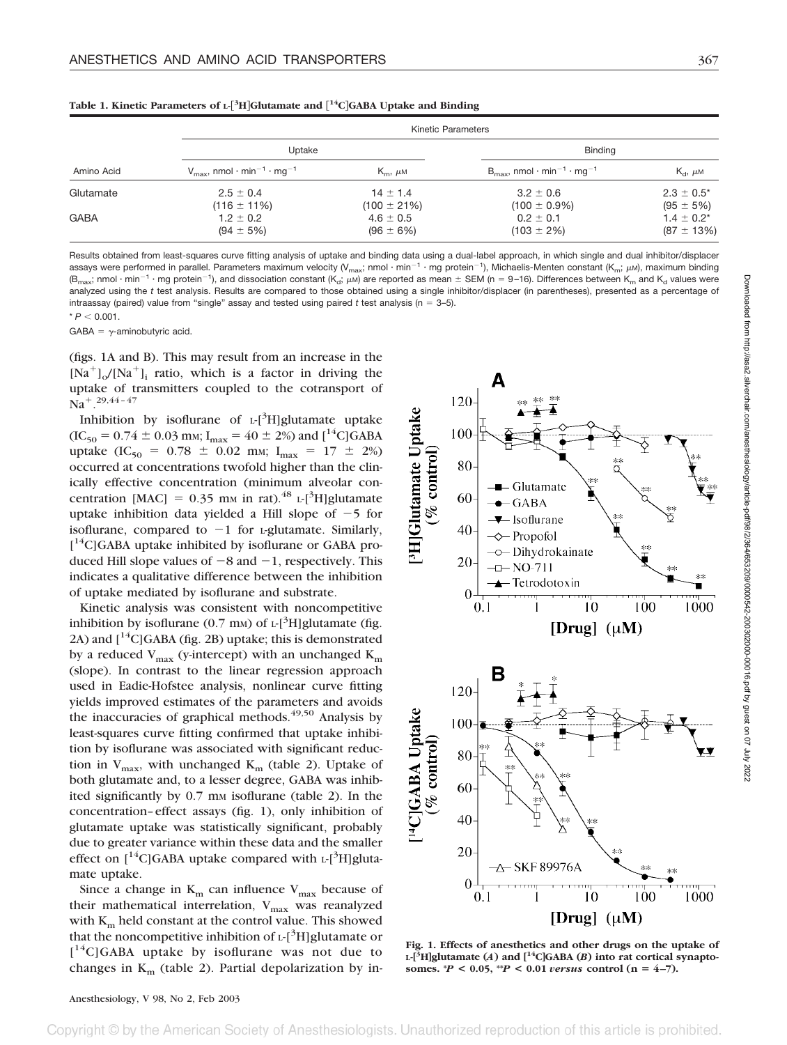**Table 1. Kinetic Parameters of L-[$^3$H]Glutamate and [$^{14}$C]GABA Uptake and Binding**

| Amino Acid | Kinetic Parameters | | | |
|---|---|---|---|---|
| | Uptake | | Binding | |
| | $V_{max}$, nmol · min$^{-1}$ · mg$^{-1}$ | $K_m$, μM | $B_{max}$, nmol · min$^{-1}$ · mg$^{-1}$ | $K_d$, μM |
| Glutamate | 2.5 ± 0.4 (116 ± 11%) | 14 ± 1.4 (100 ± 21%) | 3.2 ± 0.6 (100 ± 0.9%) | 2.3 ± 0.5* (95 ± 5%) |
| GABA | 1.2 ± 0.2 (94 ± 5%) | 4.6 ± 0.5 (96 ± 6%) | 0.2 ± 0.1 (103 ± 2%) | 1.4 ± 0.2* (87 ± 13%) |

Results obtained from least-squares curve fitting analysis of uptake and binding data using a dual-label approach, in which single and dual inhibitor/displacer assays were performed in parallel. Parameters maximum velocity ($V_{max}$; nmol · min$^{-1}$ · mg protein$^{-1}$), Michaelis-Menten constant ($K_m$; μM), maximum binding ($B_{max}$; nmol · min$^{-1}$ · mg protein$^{-1}$), and dissociation constant ($K_d$; μM) are reported as mean ± SEM (n = 9–16). Differences between $K_m$ and $K_d$ values were analyzed using the *t* test analysis. Results are compared to those obtained using a single inhibitor/displacer (in parentheses), presented as a percentage of intraassay (paired) value from "single" assay and tested using paired *t* test analysis (n = 3–5).

* $P < 0.001$.

GABA = γ-aminobutyric acid.

(figs. 1A and B). This may result from an increase in the $[Na^+]_o/[Na^+]_i$ ratio, which is a factor in driving the uptake of transmitters coupled to the cotransport of $Na^+$.[29,44–47]

Inhibition by isoflurane of L-[$^3$H]glutamate uptake ($IC_{50}$ = 0.74 ± 0.03 mM; $I_{max}$ = 40 ± 2%) and [$^{14}$C]GABA uptake ($IC_{50}$ = 0.78 ± 0.02 mM; $I_{max}$ = 17 ± 2%) occurred at concentrations twofold higher than the clinically effective concentration (minimum alveolar concentration [MAC] = 0.35 mM in rat).[48] L-[$^3$H]glutamate uptake inhibition data yielded a Hill slope of −5 for isoflurane, compared to −1 for L-glutamate. Similarly, [$^{14}$C]GABA uptake inhibited by isoflurane or GABA produced Hill slope values of −8 and −1, respectively. This indicates a qualitative difference between the inhibition of uptake mediated by isoflurane and substrate.

Kinetic analysis was consistent with noncompetitive inhibition by isoflurane (0.7 mM) of L-[$^3$H]glutamate (fig. 2A) and [$^{14}$C]GABA (fig. 2B) uptake; this is demonstrated by a reduced $V_{max}$ (y-intercept) with an unchanged $K_m$ (slope). In contrast to the linear regression approach used in Eadie-Hofstee analysis, nonlinear curve fitting yields improved estimates of the parameters and avoids the inaccuracies of graphical methods.[49,50] Analysis by least-squares curve fitting confirmed that uptake inhibition by isoflurane was associated with significant reduction in $V_{max}$, with unchanged $K_m$ (table 2). Uptake of both glutamate and, to a lesser degree, GABA was inhibited significantly by 0.7 mM isoflurane (table 2). In the concentration–effect assays (fig. 1), only inhibition of glutamate uptake was statistically significant, probably due to greater variance within these data and the smaller effect on [$^{14}$C]GABA uptake compared with L-[$^3$H]glutamate uptake.

Since a change in $K_m$ can influence $V_{max}$ because of their mathematical interrelation, $V_{max}$ was reanalyzed with $K_m$ held constant at the control value. This showed that the noncompetitive inhibition of L-[$^3$H]glutamate or [$^{14}$C]GABA uptake by isoflurane was not due to changes in $K_m$ (table 2). Partial depolarization by in-

**Fig. 1. Effects of anesthetics and other drugs on the uptake of L-[$^3$H]glutamate (*A*) and [$^{14}$C]GABA (*B*) into rat cortical synaptosomes.** *$P < 0.05$, **$P < 0.01$ *versus* control (n = 4–7).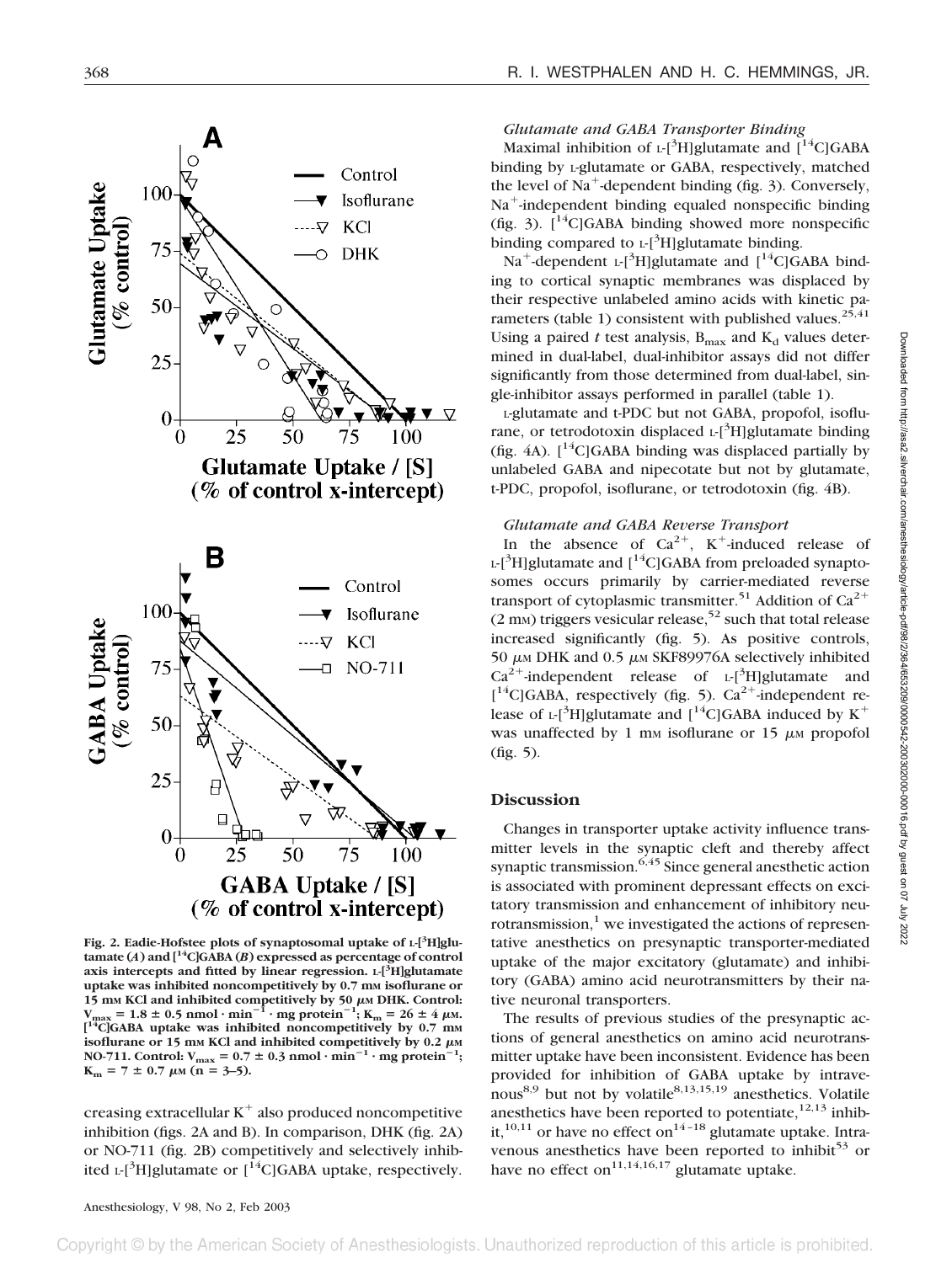Fig. 2. Eadie-Hofstee plots of synaptosomal uptake of L-[$^3$H]glutamate (*A*) and [$^{14}$C]GABA (*B*) expressed as percentage of control axis intercepts and fitted by linear regression. L-[$^3$H]glutamate uptake was inhibited noncompetitively by 0.7 mM isoflurane or 15 mM KCl and inhibited competitively by 50 $\mu$M DHK. Control: $V_{max} = 1.8 \pm 0.5$ nmol · min$^{-1}$ · mg protein$^{-1}$; $K_m = 26 \pm 4$ $\mu$M. [$^{14}$C]GABA uptake was inhibited noncompetitively by 0.7 mM isoflurane or 15 mM KCl and inhibited competitively by 0.2 $\mu$M NO-711. Control: $V_{max} = 0.7 \pm 0.3$ nmol · min$^{-1}$ · mg protein$^{-1}$; $K_m = 7 \pm 0.7$ $\mu$M (n = 3–5).

creasing extracellular $K^+$ also produced noncompetitive inhibition (figs. 2A and B). In comparison, DHK (fig. 2A) or NO-711 (fig. 2B) competitively and selectively inhibited L-[$^3$H]glutamate or [$^{14}$C]GABA uptake, respectively.

### *Glutamate and GABA Transporter Binding*

Maximal inhibition of L-[$^3$H]glutamate and [$^{14}$C]GABA binding by L-glutamate or GABA, respectively, matched the level of $Na^+$-dependent binding (fig. 3). Conversely, $Na^+$-independent binding equaled nonspecific binding (fig. 3). [$^{14}$C]GABA binding showed more nonspecific binding compared to L-[$^3$H]glutamate binding.

$Na^+$-dependent L-[$^3$H]glutamate and [$^{14}$C]GABA binding to cortical synaptic membranes was displaced by their respective unlabeled amino acids with kinetic parameters (table 1) consistent with published values.[25,41] Using a paired *t* test analysis, $B_{max}$ and $K_d$ values determined in dual-label, dual-inhibitor assays did not differ significantly from those determined from dual-label, single-inhibitor assays performed in parallel (table 1).

L-glutamate and t-PDC but not GABA, propofol, isoflurane, or tetrodotoxin displaced L-[$^3$H]glutamate binding (fig. 4A). [$^{14}$C]GABA binding was displaced partially by unlabeled GABA and nipecotate but not by glutamate, t-PDC, propofol, isoflurane, or tetrodotoxin (fig. 4B).

### *Glutamate and GABA Reverse Transport*

In the absence of $Ca^{2+}$, $K^+$-induced release of L-[$^3$H]glutamate and [$^{14}$C]GABA from preloaded synaptosomes occurs primarily by carrier-mediated reverse transport of cytoplasmic transmitter.[51] Addition of $Ca^{2+}$ (2 mM) triggers vesicular release,[52] such that total release increased significantly (fig. 5). As positive controls, 50 $\mu$M DHK and 0.5 $\mu$M SKF89976A selectively inhibited $Ca^{2+}$-independent release of L-[$^3$H]glutamate and [$^{14}$C]GABA, respectively (fig. 5). $Ca^{2+}$-independent release of L-[$^3$H]glutamate and [$^{14}$C]GABA induced by $K^+$ was unaffected by 1 mM isoflurane or 15 $\mu$M propofol (fig. 5).

## Discussion

Changes in transporter uptake activity influence transmitter levels in the synaptic cleft and thereby affect synaptic transmission.[6,45] Since general anesthetic action is associated with prominent depressant effects on excitatory transmission and enhancement of inhibitory neurotransmission,[1] we investigated the actions of representative anesthetics on presynaptic transporter-mediated uptake of the major excitatory (glutamate) and inhibitory (GABA) amino acid neurotransmitters by their native neuronal transporters.

The results of previous studies of the presynaptic actions of general anesthetics on amino acid neurotransmitter uptake have been inconsistent. Evidence has been provided for inhibition of GABA uptake by intravenous[8,9] but not by volatile[8,13,15,19] anesthetics. Volatile anesthetics have been reported to potentiate,[12,13] inhibit,[10,11] or have no effect on[14–18] glutamate uptake. Intravenous anesthetics have been reported to inhibit[53] or have no effect on[11,14,16,17] glutamate uptake.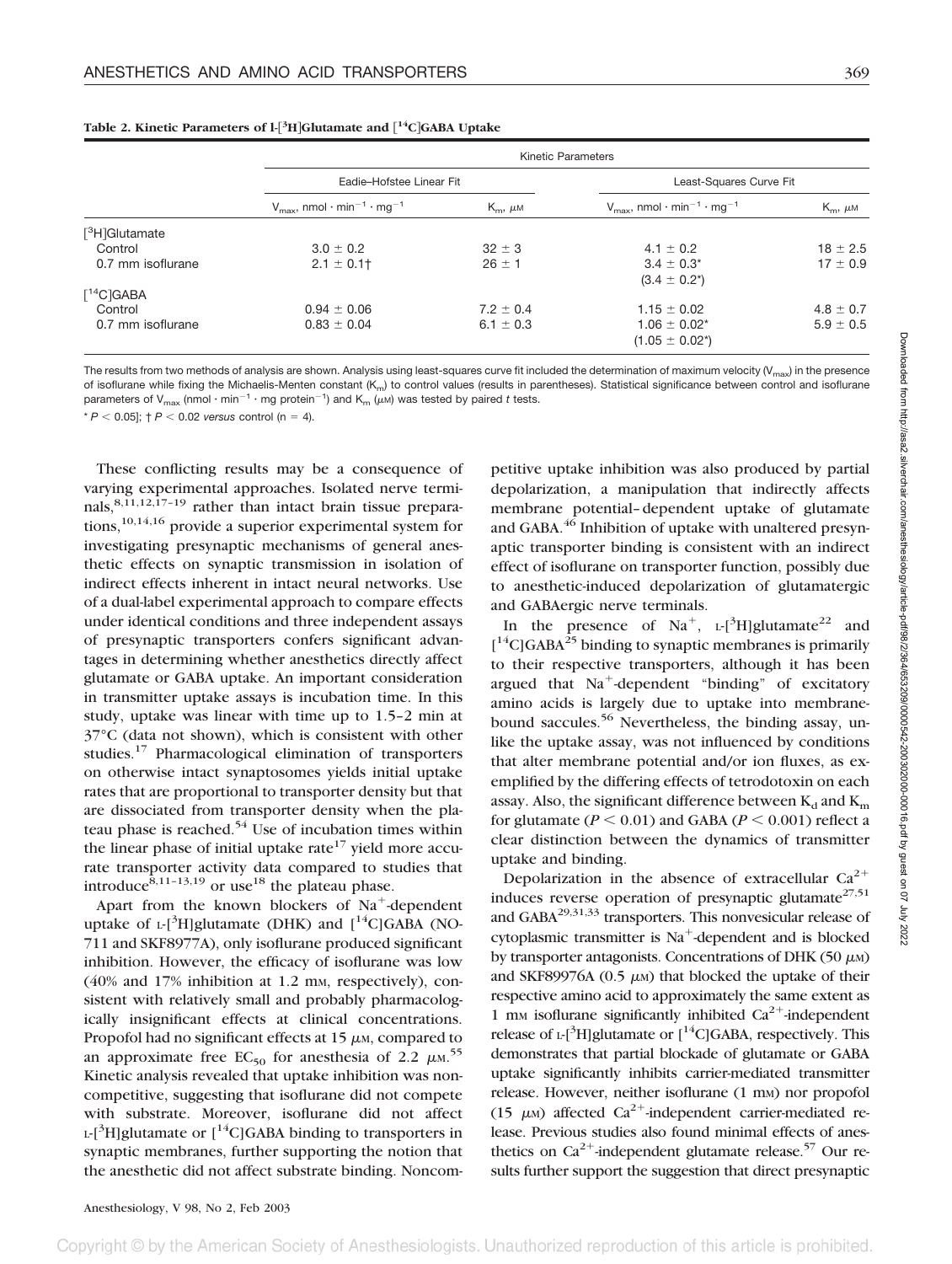**Table 2. Kinetic Parameters of l-[$^{3}$H]Glutamate and [$^{14}$C]GABA Uptake**

| | Kinetic Parameters | | | |
|---|---|---|---|---|
| | Eadie–Hofstee Linear Fit | | Least-Squares Curve Fit | |
| | $V_{max}$, nmol · min$^{-1}$ · mg$^{-1}$ | $K_m$, $\mu$M | $V_{max}$, nmol · min$^{-1}$ · mg$^{-1}$ | $K_m$, $\mu$M |
| [$^{3}$H]Glutamate | | | | |
| Control | 3.0 ± 0.2 | 32 ± 3 | 4.1 ± 0.2 | 18 ± 2.5 |
| 0.7 mM isoflurane | 2.1 ± 0.1† | 26 ± 1 | 3.4 ± 0.3* (3.4 ± 0.2*) | 17 ± 0.9 |
| [$^{14}$C]GABA | | | | |
| Control | 0.94 ± 0.06 | 7.2 ± 0.4 | 1.15 ± 0.02 | 4.8 ± 0.7 |
| 0.7 mM isoflurane | 0.83 ± 0.04 | 6.1 ± 0.3 | 1.06 ± 0.02* (1.05 ± 0.02*) | 5.9 ± 0.5 |

The results from two methods of analysis are shown. Analysis using least-squares curve fit included the determination of maximum velocity ($V_{max}$) in the presence of isoflurane while fixing the Michaelis-Menten constant ($K_m$) to control values (results in parentheses). Statistical significance between control and isoflurane parameters of $V_{max}$ (nmol · min$^{-1}$ · mg protein$^{-1}$) and $K_m$ ($\mu$M) was tested by paired *t* tests.

* $P < 0.05$; † $P < 0.02$ *versus* control (n = 4).

These conflicting results may be a consequence of varying experimental approaches. Isolated nerve terminals,[8,11,12,17–19] rather than intact brain tissue preparations,[10,14,16] provide a superior experimental system for investigating presynaptic mechanisms of general anesthetic effects on synaptic transmission in isolation of indirect effects inherent in intact neural networks. Use of a dual-label experimental approach to compare effects under identical conditions and three independent assays of presynaptic transporters confers significant advantages in determining whether anesthetics directly affect glutamate or GABA uptake. An important consideration in transmitter uptake assays is incubation time. In this study, uptake was linear with time up to 1.5–2 min at 37°C (data not shown), which is consistent with other studies.[17] Pharmacological elimination of transporters on otherwise intact synaptosomes yields initial uptake rates that are proportional to transporter density but that are dissociated from transporter density when the plateau phase is reached.[54] Use of incubation times within the linear phase of initial uptake rate[17] yield more accurate transporter activity data compared to studies that introduce[8,11–13,19] or use[18] the plateau phase.

Apart from the known blockers of $Na^{+}$-dependent uptake of L-[$^{3}$H]glutamate (DHK) and [$^{14}$C]GABA (NO-711 and SKF8977A), only isoflurane produced significant inhibition. However, the efficacy of isoflurane was low (40% and 17% inhibition at 1.2 mM, respectively), consistent with relatively small and probably pharmacologically insignificant effects at clinical concentrations. Propofol had no significant effects at 15 $\mu$M, compared to an approximate free $EC_{50}$ for anesthesia of 2.2 $\mu$M.[55] Kinetic analysis revealed that uptake inhibition was noncompetitive, suggesting that isoflurane did not compete with substrate. Moreover, isoflurane did not affect L-[$^{3}$H]glutamate or [$^{14}$C]GABA binding to transporters in synaptic membranes, further supporting the notion that the anesthetic did not affect substrate binding. Noncompetitive uptake inhibition was also produced by partial depolarization, a manipulation that indirectly affects membrane potential–dependent uptake of glutamate and GABA.[46] Inhibition of uptake with unaltered presynaptic transporter binding is consistent with an indirect effect of isoflurane on transporter function, possibly due to anesthetic-induced depolarization of glutamatergic and GABAergic nerve terminals.

In the presence of $Na^{+}$, L-[$^{3}$H]glutamate[22] and [$^{14}$C]GABA[25] binding to synaptic membranes is primarily to their respective transporters, although it has been argued that $Na^{+}$-dependent "binding" of excitatory amino acids is largely due to uptake into membrane-bound saccules.[56] Nevertheless, the binding assay, unlike the uptake assay, was not influenced by conditions that alter membrane potential and/or ion fluxes, as exemplified by the differing effects of tetrodotoxin on each assay. Also, the significant difference between $K_d$ and $K_m$ for glutamate ($P < 0.01$) and GABA ($P < 0.001$) reflect a clear distinction between the dynamics of transmitter uptake and binding.

Depolarization in the absence of extracellular $Ca^{2+}$ induces reverse operation of presynaptic glutamate[27,51] and GABA[29,31,33] transporters. This nonvesicular release of cytoplasmic transmitter is $Na^{+}$-dependent and is blocked by transporter antagonists. Concentrations of DHK (50 $\mu$M) and SKF89976A (0.5 $\mu$M) that blocked the uptake of their respective amino acid to approximately the same extent as 1 mM isoflurane significantly inhibited $Ca^{2+}$-independent release of L-[$^{3}$H]glutamate or [$^{14}$C]GABA, respectively. This demonstrates that partial blockade of glutamate or GABA uptake significantly inhibits carrier-mediated transmitter release. However, neither isoflurane (1 mM) nor propofol (15 $\mu$M) affected $Ca^{2+}$-independent carrier-mediated release. Previous studies also found minimal effects of anesthetics on $Ca^{2+}$-independent glutamate release.[57] Our results further support the suggestion that direct presynaptic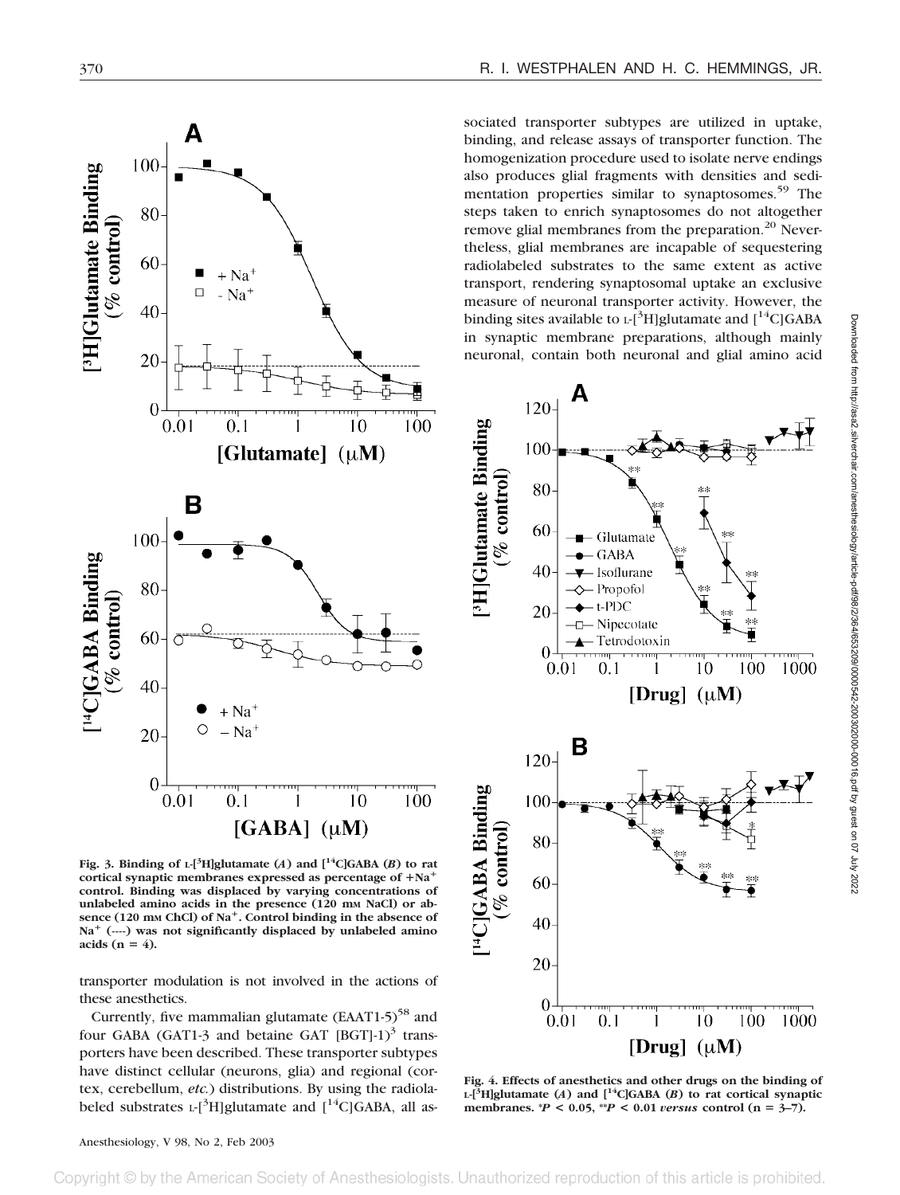sociated transporter subtypes are utilized in uptake, binding, and release assays of transporter function. The homogenization procedure used to isolate nerve endings also produces glial fragments with densities and sedimentation properties similar to synaptosomes.[59] The steps taken to enrich synaptosomes do not altogether remove glial membranes from the preparation.[20] Nevertheless, glial membranes are incapable of sequestering radiolabeled substrates to the same extent as active transport, rendering synaptosomal uptake an exclusive measure of neuronal transporter activity. However, the binding sites available to L-[$^3$H]glutamate and [$^{14}$C]GABA in synaptic membrane preparations, although mainly neuronal, contain both neuronal and glial amino acid

**Fig. 3. Binding of L-[$^3$H]glutamate (*A*) and [$^{14}$C]GABA (*B*) to rat cortical synaptic membranes expressed as percentage of +Na$^+$ control. Binding was displaced by varying concentrations of unlabeled amino acids in the presence (120 mM NaCl) or absence (120 mM ChCl) of Na$^+$. Control binding in the absence of Na$^+$ (----) was not significantly displaced by unlabeled amino acids (n = 4).**

transporter modulation is not involved in the actions of these anesthetics.

Currently, five mammalian glutamate (EAAT1-5)[58] and four GABA (GAT1-3 and betaine GAT [BGT]-1)[3] transporters have been described. These transporter subtypes have distinct cellular (neurons, glia) and regional (cortex, cerebellum, *etc.*) distributions. By using the radiolabeled substrates L-[$^3$H]glutamate and [$^{14}$C]GABA, all as-

**Fig. 4. Effects of anesthetics and other drugs on the binding of L-[$^3$H]glutamate (*A*) and [$^{14}$C]GABA (*B*) to rat cortical synaptic membranes. \**P* < 0.05, \*\**P* < 0.01 *versus* control (n = 3–7).**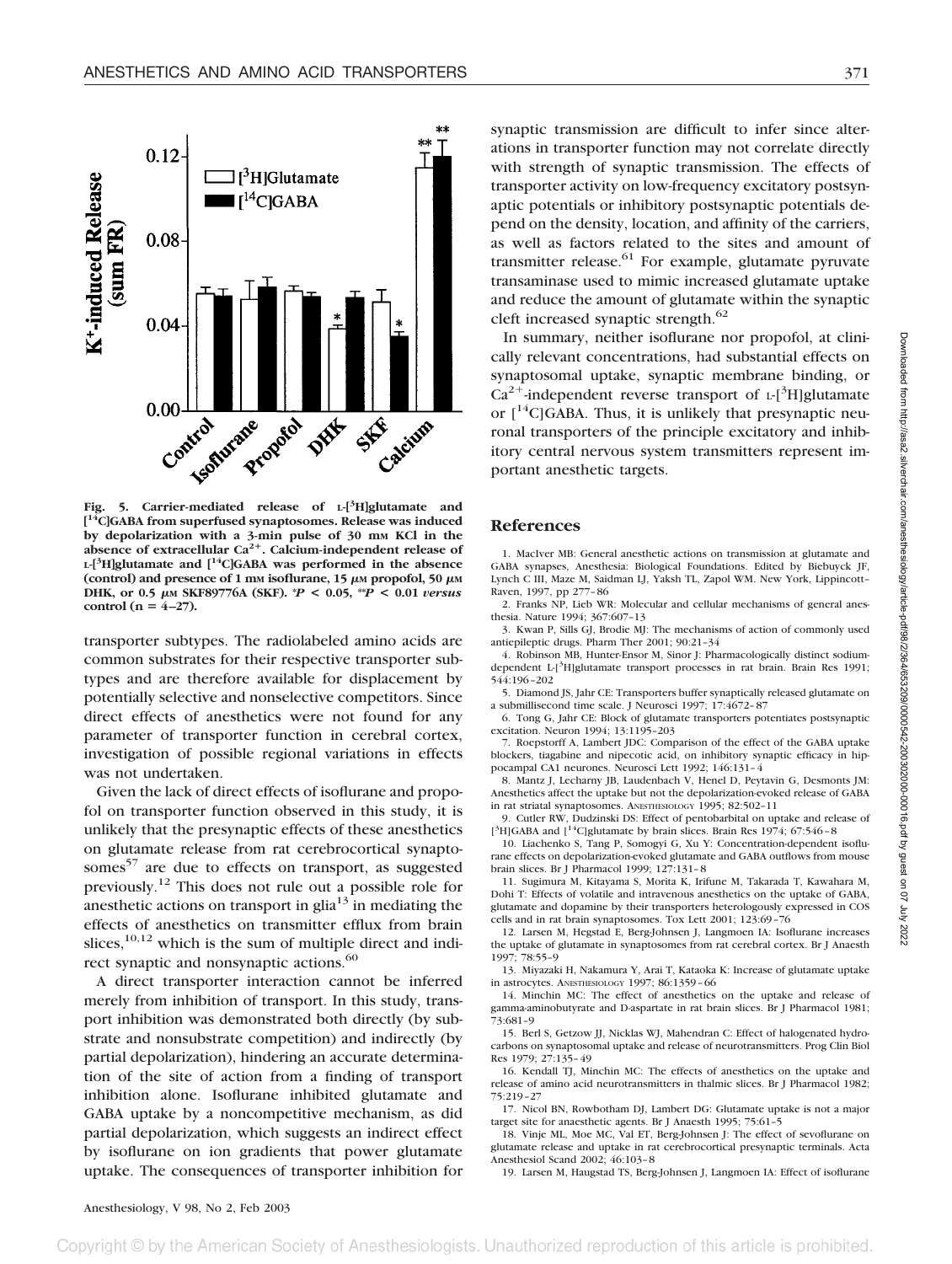Fig. 5. Carrier-mediated release of L-[$^{3}$H]glutamate and [$^{14}$C]GABA from superfused synaptosomes. Release was induced by depolarization with a 3-min pulse of 30 mM KCl in the absence of extracellular $Ca^{2+}$. Calcium-independent release of L-[$^{3}$H]glutamate and [$^{14}$C]GABA was performed in the absence (control) and presence of 1 mM isoflurane, 15 $\mu$M propofol, 50 $\mu$M DHK, or 0.5 $\mu$M SKF89776A (SKF). *$P < 0.05$, **$P < 0.01$ *versus* control (n = 4–27).

transporter subtypes. The radiolabeled amino acids are common substrates for their respective transporter subtypes and are therefore available for displacement by potentially selective and nonselective competitors. Since direct effects of anesthetics were not found for any parameter of transporter function in cerebral cortex, investigation of possible regional variations in effects was not undertaken.

Given the lack of direct effects of isoflurane and propofol on transporter function observed in this study, it is unlikely that the presynaptic effects of these anesthetics on glutamate release from rat cerebrocortical synaptosomes[57] are due to effects on transport, as suggested previously.[12] This does not rule out a possible role for anesthetic actions on transport in glia[13] in mediating the effects of anesthetics on transmitter efflux from brain slices,[10,12] which is the sum of multiple direct and indirect synaptic and nonsynaptic actions.[60]

A direct transporter interaction cannot be inferred merely from inhibition of transport. In this study, transport inhibition was demonstrated both directly (by substrate and nonsubstrate competition) and indirectly (by partial depolarization), hindering an accurate determination of the site of action from a finding of transport inhibition alone. Isoflurane inhibited glutamate and GABA uptake by a noncompetitive mechanism, as did partial depolarization, which suggests an indirect effect by isoflurane on ion gradients that power glutamate uptake. The consequences of transporter inhibition for synaptic transmission are difficult to infer since alterations in transporter function may not correlate directly with strength of synaptic transmission. The effects of transporter activity on low-frequency excitatory postsynaptic potentials or inhibitory postsynaptic potentials depend on the density, location, and affinity of the carriers, as well as factors related to the sites and amount of transmitter release.[61] For example, glutamate pyruvate transaminase used to mimic increased glutamate uptake and reduce the amount of glutamate within the synaptic cleft increased synaptic strength.[62]

In summary, neither isoflurane nor propofol, at clinically relevant concentrations, had substantial effects on synaptosomal uptake, synaptic membrane binding, or $Ca^{2+}$-independent reverse transport of L-[$^{3}$H]glutamate or [$^{14}$C]GABA. Thus, it is unlikely that presynaptic neuronal transporters of the principle excitatory and inhibitory central nervous system transmitters represent important anesthetic targets.

## References

1. MacIver MB: General anesthetic actions on transmission at glutamate and GABA synapses, Anesthesia: Biological Foundations. Edited by Biebuyck JF, Lynch C III, Maze M, Saidman LJ, Yaksh TL, Zapol WM. New York, Lippincott–Raven, 1997, pp 277–86
2. Franks NP, Lieb WR: Molecular and cellular mechanisms of general anesthesia. Nature 1994; 367:607–13
3. Kwan P, Sills GJ, Brodie MJ: The mechanisms of action of commonly used antiepileptic drugs. Pharm Ther 2001; 90:21–34
4. Robinson MB, Hunter-Ensor M, Sinor J: Pharmacologically distinct sodium-dependent L-[$^{3}$H]glutamate transport processes in rat brain. Brain Res 1991; 544:196–202
5. Diamond JS, Jahr CE: Transporters buffer synaptically released glutamate on a submillisecond time scale. J Neurosci 1997; 17:4672–87
6. Tong G, Jahr CE: Block of glutamate transporters potentiates postsynaptic excitation. Neuron 1994; 13:1195–203
7. Roepstorff A, Lambert JDC: Comparison of the effect of the GABA uptake blockers, tiagabine and nipecotic acid, on inhibitory synaptic efficacy in hippocampal CA1 neurones. Neurosci Lett 1992; 146:131–4
8. Mantz J, Lecharny JB, Laudenbach V, Henel D, Peytavin G, Desmonts JM: Anesthetics affect the uptake but not the depolarization-evoked release of GABA in rat striatal synaptosomes. ANESTHESIOLOGY 1995; 82:502–11
9. Cutler RW, Dudzinski DS: Effect of pentobarbital on uptake and release of [$^{3}$H]GABA and [$^{14}$C]glutamate by brain slices. Brain Res 1974; 67:546–8
10. Liachenko S, Tang P, Somogyi G, Xu Y: Concentration-dependent isoflurane effects on depolarization-evoked glutamate and GABA outflows from mouse brain slices. Br J Pharmacol 1999; 127:131–8
11. Sugimura M, Kitayama S, Morita K, Irifune M, Takarada T, Kawahara M, Dohi T: Effects of volatile and intravenous anesthetics on the uptake of GABA, glutamate and dopamine by their transporters heterologously expressed in COS cells and in rat brain synaptosomes. Tox Lett 2001; 123:69–76
12. Larsen M, Hegstad E, Berg-Johnsen J, Langmoen IA: Isoflurane increases the uptake of glutamate in synaptosomes from rat cerebral cortex. Br J Anaesth 1997; 78:55–9
13. Miyazaki H, Nakamura Y, Arai T, Kataoka K: Increase of glutamate uptake in astrocytes. ANESTHESIOLOGY 1997; 86:1359–66
14. Minchin MC: The effect of anesthetics on the uptake and release of gamma-aminobutyrate and D-aspartate in rat brain slices. Br J Pharmacol 1981; 73:681–9
15. Berl S, Getzow JJ, Nicklas WJ, Mahendran C: Effect of halogenated hydrocarbons on synaptosomal uptake and release of neurotransmitters. Prog Clin Biol Res 1979; 27:135–49
16. Kendall TJ, Minchin MC: The effects of anesthetics on the uptake and release of amino acid neurotransmitters in thalmic slices. Br J Pharmacol 1982; 75:219–27
17. Nicol BN, Rowbotham DJ, Lambert DG: Glutamate uptake is not a major target site for anaesthetic agents. Br J Anaesth 1995; 75:61–5
18. Vinje ML, Moe MC, Val ET, Berg-Johnsen J: The effect of sevoflurane on glutamate release and uptake in rat cerebrocortical presynaptic terminals. Acta Anesthesiol Scand 2002; 46:103–8
19. Larsen M, Haugstad TS, Berg-Johnsen J, Langmoen IA: Effect of isoflurane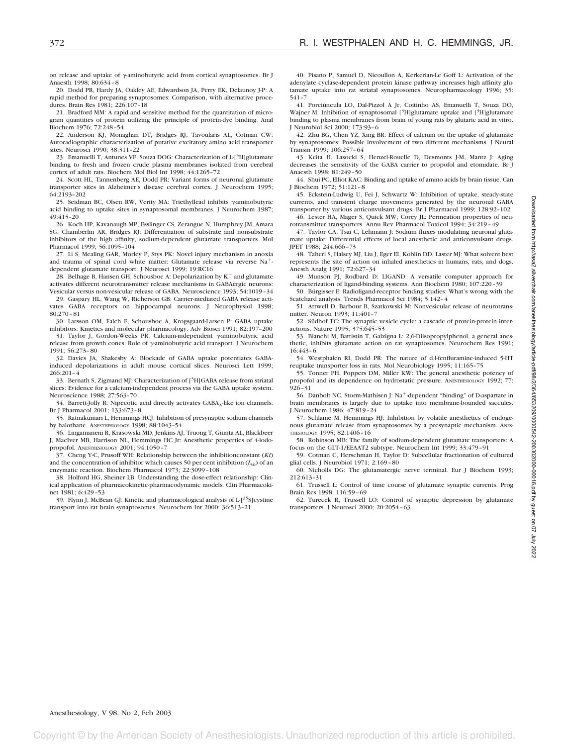on release and uptake of γ-aminobutyric acid from cortical synaptosomes. Br J Anaesth 1998; 80:634–8

20. Dodd PR, Hardy JA, Oakley AE, Edwardson JA, Perry EK, Delaunoy J-P: A rapid method for preparing synaptosomes: Comparison, with alternative procedures. Brain Res 1981; 226:107–18

21. Bradford MM: A rapid and sensitive method for the quantitation of microgram quantities of protein utilizing the principle of protein-dye binding. Anal Biochem 1976; 72:248–54

22. Anderson KJ, Monaghan DT, Bridges RJ, Tavoularis AL, Cotman CW: Autoradiographic characterization of putative excitatory amino acid transporter sites. Neurosci 1990; 38:311–22

23. Emanuelli T, Antunes VF, Souza DOG: Characterization of L-[$^{3}$H]glutamate binding to fresh and frozen crude plasma membranes isolated from cerebral cortex of adult rats. Biochem Mol Biol Int 1998; 44:1265–72

24. Scott HL, Tannenberg AE, Dodd PR: Variant forms of neuronal glutamate transporter sites in Alzheimer's disease cerebral cortex. J Neurochem 1995; 64:2193–202

25. Seidman BC, Olsen RW, Verity MA: Triethyllead inhibits γ-aminobutyric acid binding to uptake sites in synaptosomal membranes. J Neurochem 1987; 49:415–20

26. Koch HP, Kavanaugh MP, Esslinger CS, Zerangue N, Humphrey JM, Amara SG, Chamberlin AR, Bridges RJ: Differentiation of substrate and nonsubstrate inhibitors of the high affinity, sodium-dependent glutamate transporters. Mol Pharmacol 1999; 56:1095–104

27. Li S, Mealing GAR, Morley P, Stys PK: Novel injury mechanism in anoxia and trauma of spinal cord white matter: Glutamate release via reverse $Na^{+}$-dependent glutamate transport. J Neurosci 1999; 19:RC16

28. Belhage B, Hansen GH, Schousboe A: Depolarization by $K^{+}$ and glutamate activates different neurotransmitter release mechanisms in GABAergic neurons: Vesicular versus non-vesicular release of GABA. Neuroscience 1993; 54:1019–34

29. Gaspary HL, Wang W, Richerson GB: Carrier-mediated GABA release activates GABA receptors on hippocampal neurons. J Neurophysiol 1998; 80:270–81

30. Larsson OM, Falch E, Schousboe A, Krogsgaard-Larsen P: GABA uptake inhibitors: Kinetics and molecular pharmacology. Adv Biosci 1991; 82:197–200

31. Taylor J, Gordon-Weeks PR: Calcium-independent γ-aminobutyric acid release from growth cones: Role of γ-aminobutyric acid transport. J Neurochem 1991; 56:273–80

32. Davies JA, Shakesby A: Blockade of GABA uptake potentiates GABA-induced depolarizations in adult mouse cortical slices. Neurosci Lett 1999; 266:201–4

33. Bernath S, Zigmand MJ: Characterization of [$^{3}$H]GABA release from striatal slices: Evidence for a calcium-independent process via the GABA uptake system. Neuroscience 1988; 27:563–70

34. Barrett-Jolly R: Nipecotic acid directly activates $GABA_{A}$-like ion channels. Br J Pharmacol 2001; 133:673–8

35. Ratnakumari L, Hemmings HCJ: Inhibition of presynaptic sodium channels by halothane. Anesthesiology 1998; 88:1043–54

36. Lingamaneni R, Krasowski MD, Jenkins AJ, Truong T, Giunta AL, Blackbeer J, MacIver MB, Harrison NL, Hemmings HC Jr: Anesthetic properties of 4-iodopropofol. Anesthesiology 2001; 94:1050–7

37. Cheng Y-C, Prusoff WH: Relationship between the inhibitionconstant (*Ki*) and the concentration of inhibitor which causes 50 per cent inhibition ($I_{50}$) of an enzymatic reaction. Biochem Pharmacol 1973; 22:3099–108

38. Holford HG, Sheiner LB: Understanding the dose-effect relationship: Clinical application of pharmacokinetic-pharmacodynamic models. Clin Pharmacokinet 1981; 6:429–53

39. Flynn J, McBean GJ: Kinetic and pharmacological analysis of L-[$^{35}$S]cystine transport into rat brain synaptosomes. Neurochem Int 2000; 36:513–21

40. Pisano P, Samuel D, Nieoullon A, Kerkerian-Le Goff L: Activation of the adenylate cyclase-dependent protein kinase pathway increases high affinity glutamate uptake into rat striatal synaptosomes. Neuropharmacology 1996; 35: 541–7

41. Porciúncula LO, Dal-Pizzol A Jr, Coitinho AS, Emanuelli T, Souza DO, Wajner M: Inhibition of synaptosomal [$^{3}$H]glutamate uptake and [$^{3}$H]glutamate binding to plasma membranes from brain of young rats by glutaric acid in vitro. J Neurobiol Sci 2000; 173:93–6

42. Zhu BG, Chen YZ, Xing BR: Effect of calcium on the uptake of glutamate by synaptosomes: Possible involvement of two different mechanisms. J Neural Transm 1999; 106:257–64

43. Keita H, Lasocki S, Henzel-Rouelle D, Desmonts J-M, Mantz J: Aging decreases the sensitivity of the GABA carrier to propofol and etomidate. Br J Anaesth 1998; 81:249–50

44. Shui PC, Elliot KAC: Binding and uptake of amino acids by brain tissue. Can J Biochem 1972; 51:121–8

45. Eckstein-Ludwig U, Fei J, Schwartz W: Inhibition of uptake, steady-state currents, and transient charge movements generated by the neuronal GABA transporter by various anticonvulsant drugs. Br J Pharmacol 1999; 128:92–102

46. Lester HA, Mager S, Quick MW, Corey JL: Permeation properties of neurotransmitter transporters. Annu Rev Pharmacol Toxicol 1994; 34:219–49

47. Taylor CA, Tsai C, Lehmann J: Sodium fluxes modulating neuronal glutamate uptake: Differential effects of local anesthetic and anticonvulsant drugs. JPET 1988; 244:666–73

48. Taheri S, Halsey MJ, Liu J, Eger EI, Koblin DD, Laster MJ: What solvent best represents the site of action on inhaled anesthetics in humans, rats, and dogs. Anesth Analg 1991; 72:627–34

49. Munson PJ, Rodbard D: LIGAND: A versatile computer approach for characterization of ligand-binding systems. Ann Biochem 1980; 107:220–39

50. Bürgisser E: Radioligand-receptor binding studies: What's wrong with the Scatchard analysis. Trends Pharmacol Sci 1984; 5:142–4

51. Attwell D, Barbour B, Szatkowski M: Nonvesicular release of neurotransmitter. Neuron 1993; 11:401–7

52. Südhof TC: The synaptic vesicle cycle: a cascade of protein-protein interactions. Nature 1995; 375:645–53

53. Bianchi M, Battistin T, Galzigna L: 2,6-Diisopropylphenol, a general anesthetic, inhibits glutamate action on rat synaptosomes. Neurochem Res 1991; 16:443–6

54. Westphalen RI, Dodd PR: The nature of d,l-fenfluramine-induced 5-HT reuptake transporter loss in rats. Mol Neurobiology 1995; 11:165–75

55. Tonner PH, Poppers DM, Miller KW: The general anesthetic potency of propofol and its dependence on hydrostatic pressure. Anesthesiology 1992; 77: 926–31

56. Danbolt NC, Storm-Mathisen J: $Na^{+}$-dependent "binding" of D-aspartate in brain membranes is largely due to uptake into membrane-bounded saccules. J Neurochem 1986; 47:819–24

57. Schlame M, Hemmings HJ: Inhibition by volatile anesthetics of endogenous glutamate release from synaptosomes by a presynaptic mechanism. Anesthesiology 1995; 82:1406–16

58. Robinson MB: The family of sodium-dependent glutamate transporters: A focus on the GLT-1/EEAAT2 subtype. Neurochem Int 1999; 33:479–91

59. Cotman C, Herschman H, Taylor D: Subcellular fractionation of cultured glial cells. J Neurobiol 1971; 2:169–80

60. Nicholls DG: The glutamatergic nerve terminal. Eur J Biochem 1993; 212:613–31

61. Trussell L: Control of time course of glutamate synaptic currents. Prog Brain Res 1998; 116:59–69

62. Turecek R, Trussell LO: Control of synaptic depression by glutamate transporters. J Neurosci 2000; 20:2054–63